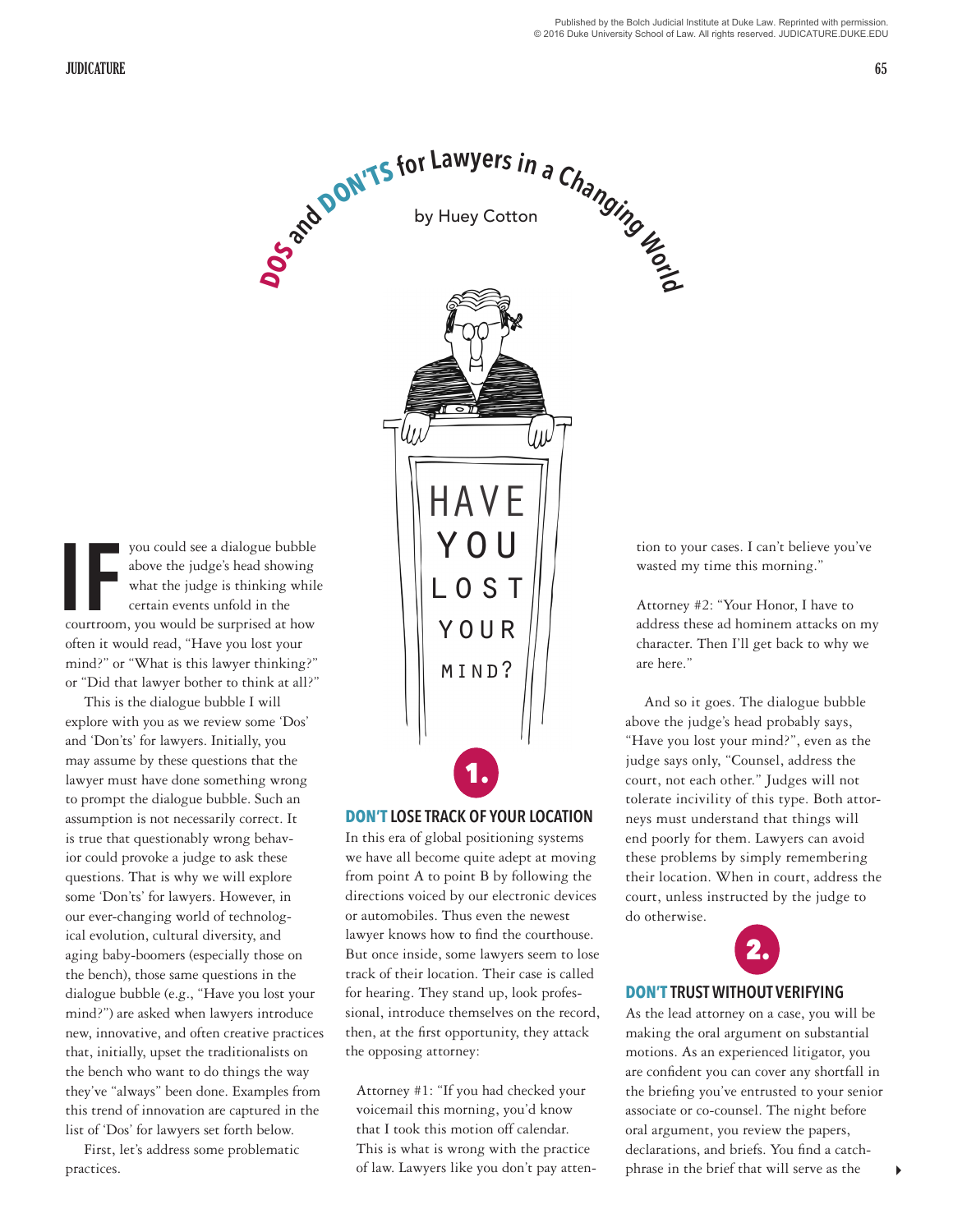# DOS and DON'TS for Lawyers in a Changing World

by Huey Cotton

IF you could see a dialogue bubble above the judge's head showing what the judge is thinking while certain events unfold in the courtroom, you would be surprised at how often it would read, "Have you lost your mind?" or "What is this lawyer thinking?" or "Did that lawyer bother to think at all?"

This is the dialogue bubble I will explore with you as we review some 'Dos' and 'Don'ts' for lawyers. Initially, you may assume by these questions that the lawyer must have done something wrong to prompt the dialogue bubble. Such an assumption is not necessarily correct. It is true that questionably wrong behavior could provoke a judge to ask these questions. That is why we will explore some 'Don'ts' for lawyers. However, in our ever-changing world of technological evolution, cultural diversity, and aging baby-boomers (especially those on the bench), those same questions in the dialogue bubble (e.g., "Have you lost your mind?") are asked when lawyers introduce new, innovative, and often creative practices that, initially, upset the traditionalists on the bench who want to do things the way they've "always" been done. Examples from this trend of innovation are captured in the list of 'Dos' for lawyers set forth below.

First, let's address some problematic practices.

## 1. DON'T LOSE TRACK OF YOUR LOCATION

In this era of global positioning systems we have all become quite adept at moving from point A to point B by following the directions voiced by our electronic devices or automobiles. Thus even the newest lawyer knows how to find the courthouse. But once inside, some lawyers seem to lose track of their location. Their case is called for hearing. They stand up, look professional, introduce themselves on the record, then, at the first opportunity, they attack the opposing attorney:

> Attorney #1: "If you had checked your voicemail this morning, you'd know that I took this motion off calendar. This is what is wrong with the practice of law. Lawyers like you don't pay attention to your cases. I can't believe you've wasted my time this morning."
>
> Attorney #2: "Your Honor, I have to address these ad hominem attacks on my character. Then I'll get back to why we are here."

And so it goes. The dialogue bubble above the judge's head probably says, "Have you lost your mind?", even as the judge says only, "Counsel, address the court, not each other." Judges will not tolerate incivility of this type. Both attorneys must understand that things will end poorly for them. Lawyers can avoid these problems by simply remembering their location. When in court, address the court, unless instructed by the judge to do otherwise.

## 2. DON'T TRUST WITHOUT VERIFYING

As the lead attorney on a case, you will be making the oral argument on substantial motions. As an experienced litigator, you are confident you can cover any shortfall in the briefing you've entrusted to your senior associate or co-counsel. The night before oral argument, you review the papers, declarations, and briefs. You find a catchphrase in the brief that will serve as the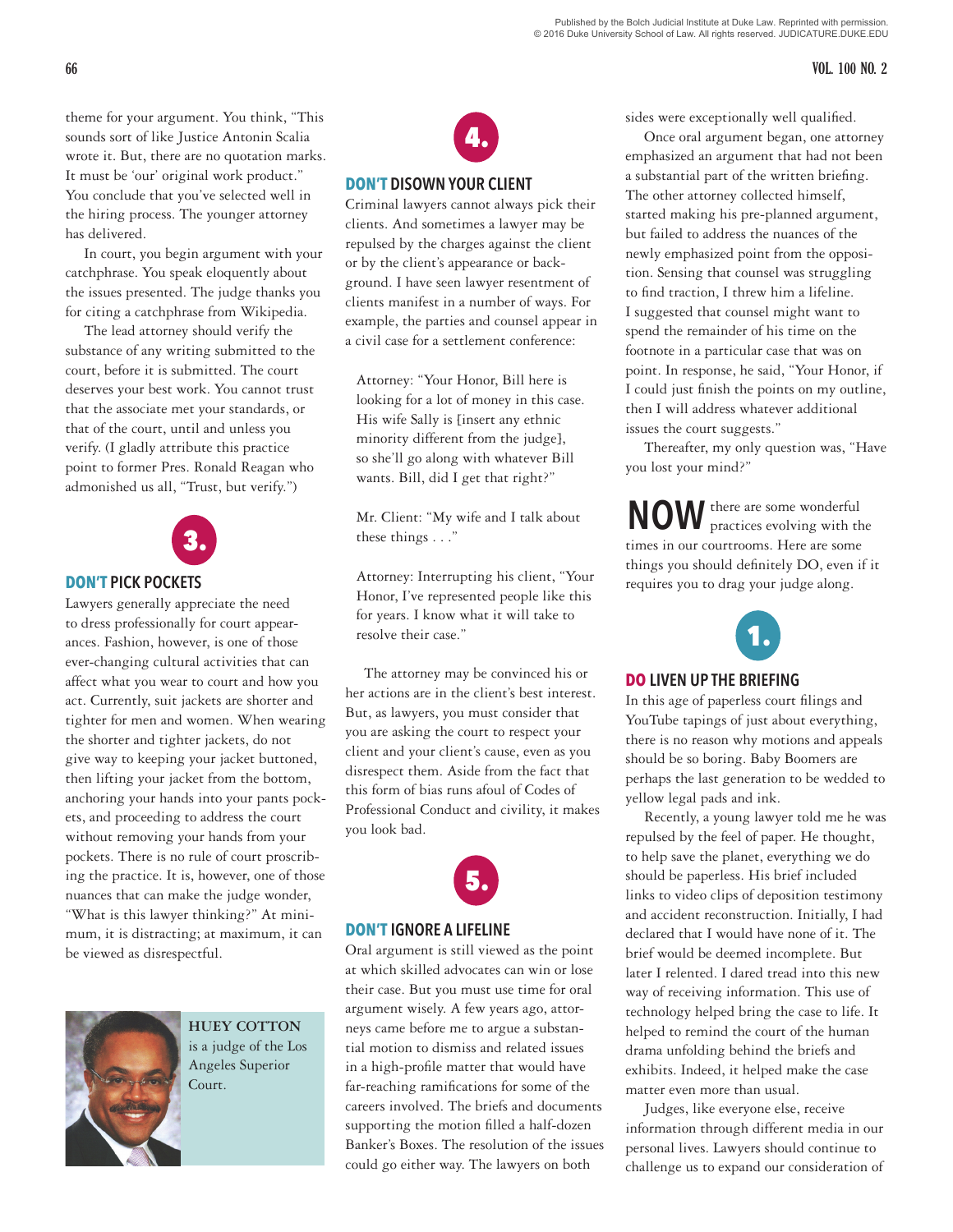theme for your argument. You think, "This sounds sort of like Justice Antonin Scalia wrote it. But, there are no quotation marks. It must be 'our' original work product." You conclude that you've selected well in the hiring process. The younger attorney has delivered.

In court, you begin argument with your catchphrase. You speak eloquently about the issues presented. The judge thanks you for citing a catchphrase from Wikipedia.

The lead attorney should verify the substance of any writing submitted to the court, before it is submitted. The court deserves your best work. You cannot trust that the associate met your standards, or that of the court, until and unless you verify. (I gladly attribute this practice point to former Pres. Ronald Reagan who admonished us all, "Trust, but verify.")

## 3. DON'T PICK POCKETS

Lawyers generally appreciate the need to dress professionally for court appearances. Fashion, however, is one of those ever-changing cultural activities that can affect what you wear to court and how you act. Currently, suit jackets are shorter and tighter for men and women. When wearing the shorter and tighter jackets, do not give way to keeping your jacket buttoned, then lifting your jacket from the bottom, anchoring your hands into your pants pockets, and proceeding to address the court without removing your hands from your pockets. There is no rule of court proscribing the practice. It is, however, one of those nuances that can make the judge wonder, "What is this lawyer thinking?" At minimum, it is distracting; at maximum, it can be viewed as disrespectful.

**HUEY COTTON** is a judge of the Los Angeles Superior Court.

## 4. DON'T DISOWN YOUR CLIENT

Criminal lawyers cannot always pick their clients. And sometimes a lawyer may be repulsed by the charges against the client or by the client's appearance or background. I have seen lawyer resentment of clients manifest in a number of ways. For example, the parties and counsel appear in a civil case for a settlement conference:

> Attorney: "Your Honor, Bill here is looking for a lot of money in this case. His wife Sally is [insert any ethnic minority different from the judge], so she'll go along with whatever Bill wants. Bill, did I get that right?"
>
> Mr. Client: "My wife and I talk about these things . . ."
>
> Attorney: Interrupting his client, "Your Honor, I've represented people like this for years. I know what it will take to resolve their case."

The attorney may be convinced his or her actions are in the client's best interest. But, as lawyers, you must consider that you are asking the court to respect your client and your client's cause, even as you disrespect them. Aside from the fact that this form of bias runs afoul of Codes of Professional Conduct and civility, it makes you look bad.

## 5. DON'T IGNORE A LIFELINE

Oral argument is still viewed as the point at which skilled advocates can win or lose their case. But you must use time for oral argument wisely. A few years ago, attorneys came before me to argue a substantial motion to dismiss and related issues in a high-profile matter that would have far-reaching ramifications for some of the careers involved. The briefs and documents supporting the motion filled a half-dozen Banker's Boxes. The resolution of the issues could go either way. The lawyers on both sides were exceptionally well qualified.

Once oral argument began, one attorney emphasized an argument that had not been a substantial part of the written briefing. The other attorney collected himself, started making his pre-planned argument, but failed to address the nuances of the newly emphasized point from the opposition. Sensing that counsel was struggling to find traction, I threw him a lifeline. I suggested that counsel might want to spend the remainder of his time on the footnote in a particular case that was on point. In response, he said, "Your Honor, if I could just finish the points on my outline, then I will address whatever additional issues the court suggests."

Thereafter, my only question was, "Have you lost your mind?"

**NOW** there are some wonderful practices evolving with the times in our courtrooms. Here are some things you should definitely DO, even if it requires you to drag your judge along.

## 1. DO LIVEN UP THE BRIEFING

In this age of paperless court filings and YouTube tapings of just about everything, there is no reason why motions and appeals should be so boring. Baby Boomers are perhaps the last generation to be wedded to yellow legal pads and ink.

Recently, a young lawyer told me he was repulsed by the feel of paper. He thought, to help save the planet, everything we do should be paperless. His brief included links to video clips of deposition testimony and accident reconstruction. Initially, I had declared that I would have none of it. The brief would be deemed incomplete. But later I relented. I dared tread into this new way of receiving information. This use of technology helped bring the case to life. It helped to remind the court of the human drama unfolding behind the briefs and exhibits. Indeed, it helped make the case matter even more than usual.

Judges, like everyone else, receive information through different media in our personal lives. Lawyers should continue to challenge us to expand our consideration of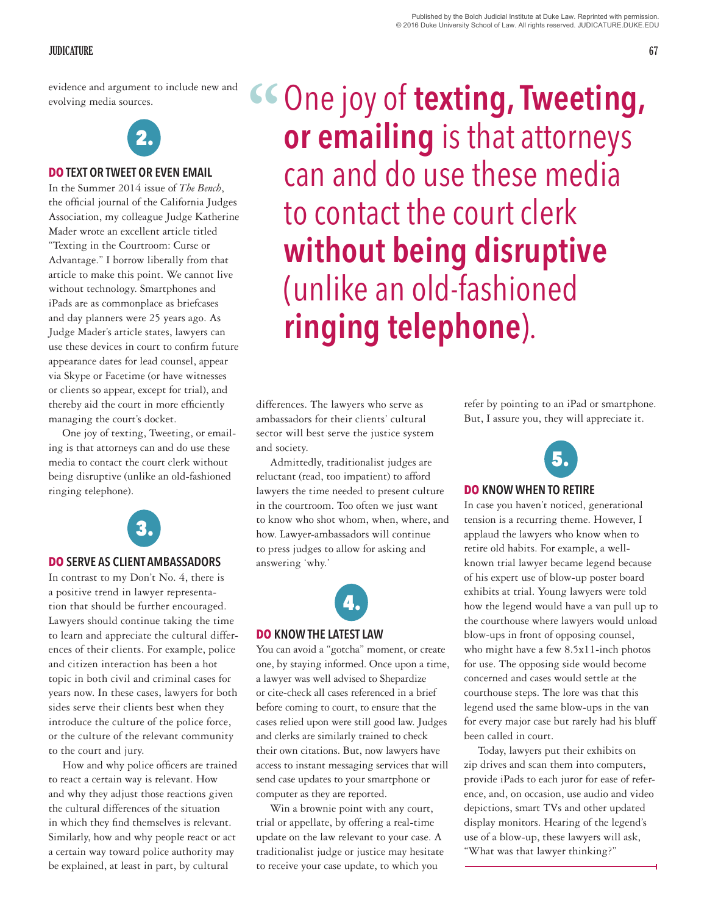evidence and argument to include new and evolving media sources.

> One joy of **texting, Tweeting, or emailing** is that attorneys can and do use these media to contact the court clerk **without being disruptive** (unlike an old-fashioned **ringing telephone**).

## 2.

### DO TEXT OR TWEET OR EVEN EMAIL

In the Summer 2014 issue of *The Bench*, the official journal of the California Judges Association, my colleague Judge Katherine Mader wrote an excellent article titled "Texting in the Courtroom: Curse or Advantage." I borrow liberally from that article to make this point. We cannot live without technology. Smartphones and iPads are as commonplace as briefcases and day planners were 25 years ago. As Judge Mader's article states, lawyers can use these devices in court to confirm future appearance dates for lead counsel, appear via Skype or Facetime (or have witnesses or clients so appear, except for trial), and thereby aid the court in more efficiently managing the court's docket.

One joy of texting, Tweeting, or emailing is that attorneys can and do use these media to contact the court clerk without being disruptive (unlike an old-fashioned ringing telephone).

## 3.

### DO SERVE AS CLIENT AMBASSADORS

In contrast to my Don't No. 4, there is a positive trend in lawyer representation that should be further encouraged. Lawyers should continue taking the time to learn and appreciate the cultural differences of their clients. For example, police and citizen interaction has been a hot topic in both civil and criminal cases for years now. In these cases, lawyers for both sides serve their clients best when they introduce the culture of the police force, or the culture of the relevant community to the court and jury.

How and why police officers are trained to react a certain way is relevant. How and why they adjust those reactions given the cultural differences of the situation in which they find themselves is relevant. Similarly, how and why people react or act a certain way toward police authority may be explained, at least in part, by cultural differences. The lawyers who serve as ambassadors for their clients' cultural sector will best serve the justice system and society.

Admittedly, traditionalist judges are reluctant (read, too impatient) to afford lawyers the time needed to present culture in the courtroom. Too often we just want to know who shot whom, when, where, and how. Lawyer-ambassadors will continue to press judges to allow for asking and answering 'why.'

## 4.

### DO KNOW THE LATEST LAW

You can avoid a "gotcha" moment, or create one, by staying informed. Once upon a time, a lawyer was well advised to Shepardize or cite-check all cases referenced in a brief before coming to court, to ensure that the cases relied upon were still good law. Judges and clerks are similarly trained to check their own citations. But, now lawyers have access to instant messaging services that will send case updates to your smartphone or computer as they are reported.

Win a brownie point with any court, trial or appellate, by offering a real-time update on the law relevant to your case. A traditionalist judge or justice may hesitate to receive your case update, to which you refer by pointing to an iPad or smartphone. But, I assure you, they will appreciate it.

## 5.

### DO KNOW WHEN TO RETIRE

In case you haven't noticed, generational tension is a recurring theme. However, I applaud the lawyers who know when to retire old habits. For example, a well-known trial lawyer became legend because of his expert use of blow-up poster board exhibits at trial. Young lawyers were told how the legend would have a van pull up to the courthouse where lawyers would unload blow-ups in front of opposing counsel, who might have a few 8.5x11-inch photos for use. The opposing side would become concerned and cases would settle at the courthouse steps. The lore was that this legend used the same blow-ups in the van for every major case but rarely had his bluff been called in court.

Today, lawyers put their exhibits on zip drives and scan them into computers, provide iPads to each juror for ease of reference, and, on occasion, use audio and video depictions, smart TVs and other updated display monitors. Hearing of the legend's use of a blow-up, these lawyers will ask, "What was that lawyer thinking?"